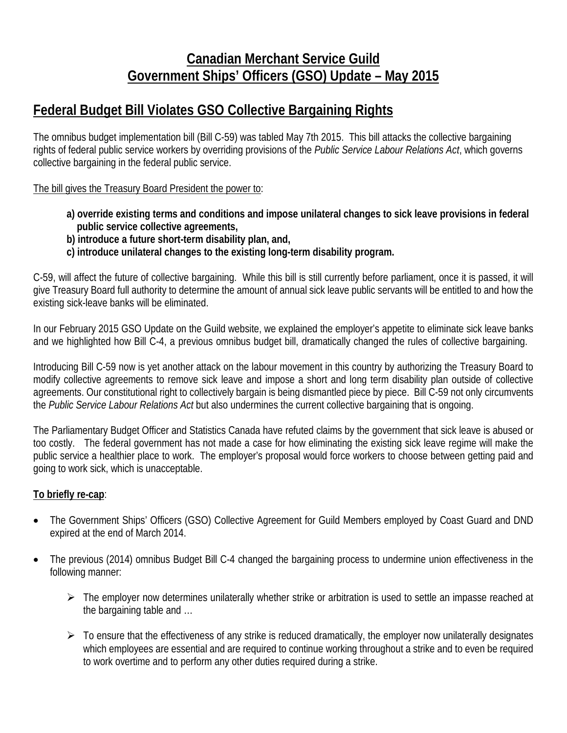# Canadian Merchant Service Guild
# Government Ships' Officers (GSO) Update – May 2015

## Federal Budget Bill Violates GSO Collective Bargaining Rights

The omnibus budget implementation bill (Bill C-59) was tabled May 7th 2015. This bill attacks the collective bargaining rights of federal public service workers by overriding provisions of the *Public Service Labour Relations Act*, which governs collective bargaining in the federal public service.

The bill gives the Treasury Board President the power to:

**a) override existing terms and conditions and impose unilateral changes to sick leave provisions in federal public service collective agreements,**
**b) introduce a future short-term disability plan, and,**
**c) introduce unilateral changes to the existing long-term disability program.**

C-59, will affect the future of collective bargaining. While this bill is still currently before parliament, once it is passed, it will give Treasury Board full authority to determine the amount of annual sick leave public servants will be entitled to and how the existing sick-leave banks will be eliminated.

In our February 2015 GSO Update on the Guild website, we explained the employer's appetite to eliminate sick leave banks and we highlighted how Bill C-4, a previous omnibus budget bill, dramatically changed the rules of collective bargaining.

Introducing Bill C-59 now is yet another attack on the labour movement in this country by authorizing the Treasury Board to modify collective agreements to remove sick leave and impose a short and long term disability plan outside of collective agreements. Our constitutional right to collectively bargain is being dismantled piece by piece. Bill C-59 not only circumvents the *Public Service Labour Relations Act* but also undermines the current collective bargaining that is ongoing.

The Parliamentary Budget Officer and Statistics Canada have refuted claims by the government that sick leave is abused or too costly. The federal government has not made a case for how eliminating the existing sick leave regime will make the public service a healthier place to work. The employer's proposal would force workers to choose between getting paid and going to work sick, which is unacceptable.

**To briefly re-cap**:

- The Government Ships' Officers (GSO) Collective Agreement for Guild Members employed by Coast Guard and DND expired at the end of March 2014.

- The previous (2014) omnibus Budget Bill C-4 changed the bargaining process to undermine union effectiveness in the following manner:

    - The employer now determines unilaterally whether strike or arbitration is used to settle an impasse reached at the bargaining table and …

    - To ensure that the effectiveness of any strike is reduced dramatically, the employer now unilaterally designates which employees are essential and are required to continue working throughout a strike and to even be required to work overtime and to perform any other duties required during a strike.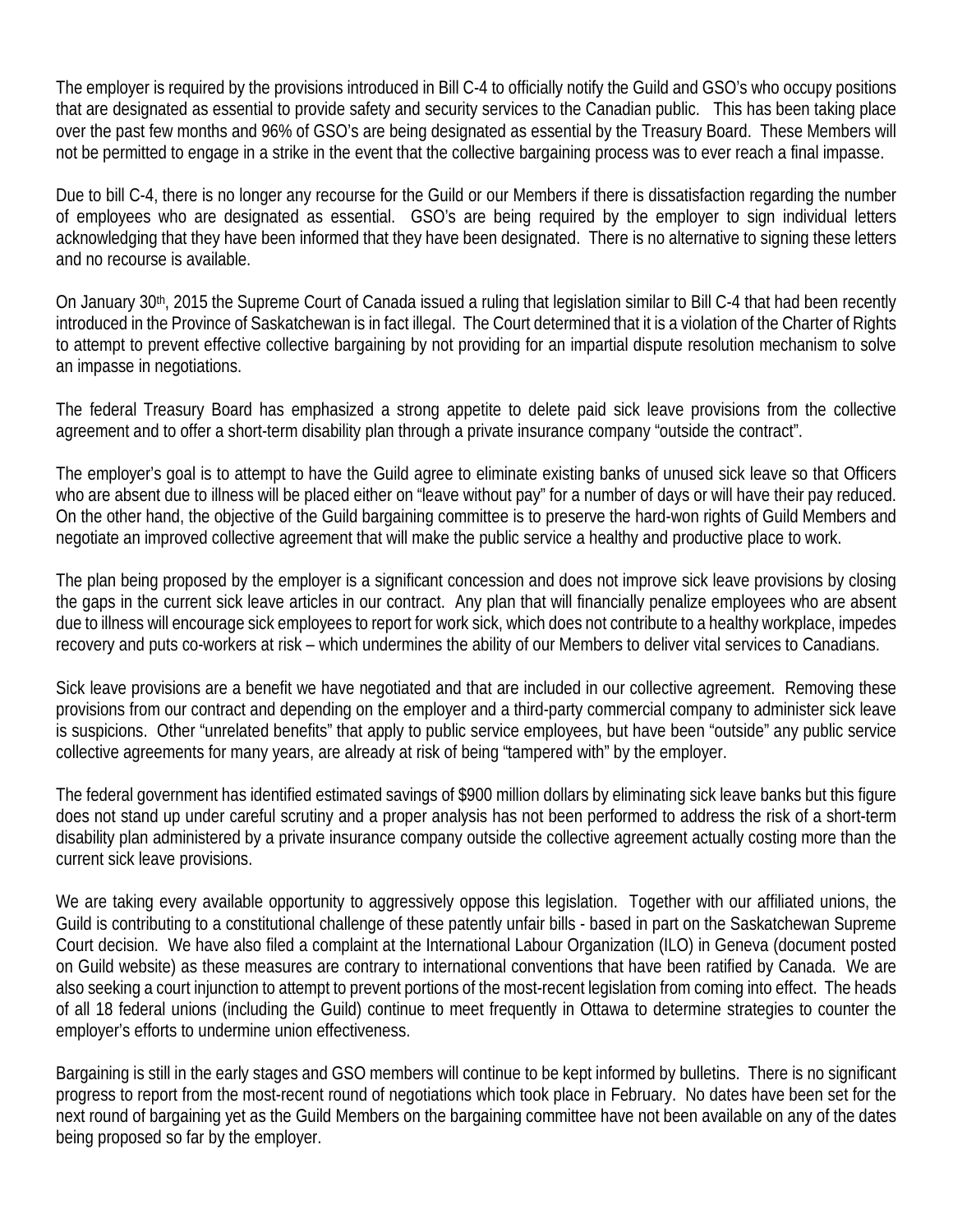The employer is required by the provisions introduced in Bill C-4 to officially notify the Guild and GSO's who occupy positions that are designated as essential to provide safety and security services to the Canadian public. This has been taking place over the past few months and 96% of GSO's are being designated as essential by the Treasury Board. These Members will not be permitted to engage in a strike in the event that the collective bargaining process was to ever reach a final impasse.

Due to bill C-4, there is no longer any recourse for the Guild or our Members if there is dissatisfaction regarding the number of employees who are designated as essential. GSO's are being required by the employer to sign individual letters acknowledging that they have been informed that they have been designated. There is no alternative to signing these letters and no recourse is available.

On January 30th, 2015 the Supreme Court of Canada issued a ruling that legislation similar to Bill C-4 that had been recently introduced in the Province of Saskatchewan is in fact illegal. The Court determined that it is a violation of the Charter of Rights to attempt to prevent effective collective bargaining by not providing for an impartial dispute resolution mechanism to solve an impasse in negotiations.

The federal Treasury Board has emphasized a strong appetite to delete paid sick leave provisions from the collective agreement and to offer a short-term disability plan through a private insurance company "outside the contract".

The employer's goal is to attempt to have the Guild agree to eliminate existing banks of unused sick leave so that Officers who are absent due to illness will be placed either on "leave without pay" for a number of days or will have their pay reduced. On the other hand, the objective of the Guild bargaining committee is to preserve the hard-won rights of Guild Members and negotiate an improved collective agreement that will make the public service a healthy and productive place to work.

The plan being proposed by the employer is a significant concession and does not improve sick leave provisions by closing the gaps in the current sick leave articles in our contract. Any plan that will financially penalize employees who are absent due to illness will encourage sick employees to report for work sick, which does not contribute to a healthy workplace, impedes recovery and puts co-workers at risk – which undermines the ability of our Members to deliver vital services to Canadians.

Sick leave provisions are a benefit we have negotiated and that are included in our collective agreement. Removing these provisions from our contract and depending on the employer and a third-party commercial company to administer sick leave is suspicions. Other "unrelated benefits" that apply to public service employees, but have been "outside" any public service collective agreements for many years, are already at risk of being "tampered with" by the employer.

The federal government has identified estimated savings of $900 million dollars by eliminating sick leave banks but this figure does not stand up under careful scrutiny and a proper analysis has not been performed to address the risk of a short-term disability plan administered by a private insurance company outside the collective agreement actually costing more than the current sick leave provisions.

We are taking every available opportunity to aggressively oppose this legislation. Together with our affiliated unions, the Guild is contributing to a constitutional challenge of these patently unfair bills - based in part on the Saskatchewan Supreme Court decision. We have also filed a complaint at the International Labour Organization (ILO) in Geneva (document posted on Guild website) as these measures are contrary to international conventions that have been ratified by Canada. We are also seeking a court injunction to attempt to prevent portions of the most-recent legislation from coming into effect. The heads of all 18 federal unions (including the Guild) continue to meet frequently in Ottawa to determine strategies to counter the employer's efforts to undermine union effectiveness.

Bargaining is still in the early stages and GSO members will continue to be kept informed by bulletins. There is no significant progress to report from the most-recent round of negotiations which took place in February. No dates have been set for the next round of bargaining yet as the Guild Members on the bargaining committee have not been available on any of the dates being proposed so far by the employer.